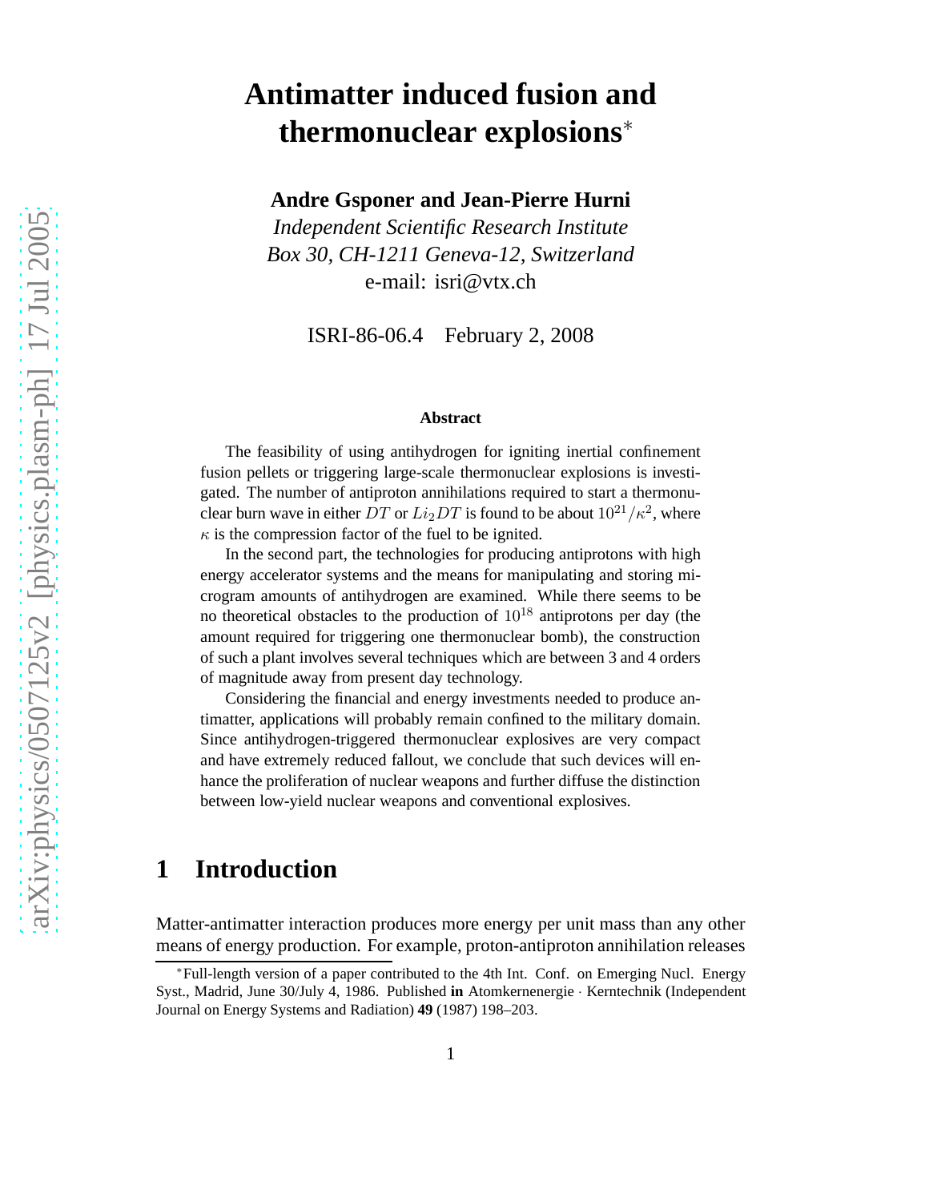# Antimatter induced fusion and thermonuclear explosions*

**Andre Gsponer and Jean-Pierre Hurni**

*Independent Scientific Research Institute*
*Box 30, CH-1211 Geneva-12, Switzerland*
e-mail: isri@vtx.ch

ISRI-86-06.4 February 2, 2008

### Abstract

The feasibility of using antihydrogen for igniting inertial confinement fusion pellets or triggering large-scale thermonuclear explosions is investigated. The number of antiproton annihilations required to start a thermonuclear burn wave in either $DT$ or $Li_2DT$ is found to be about $10^{21}/\kappa^2$, where $\kappa$ is the compression factor of the fuel to be ignited.

In the second part, the technologies for producing antiprotons with high energy accelerator systems and the means for manipulating and storing microgram amounts of antihydrogen are examined. While there seems to be no theoretical obstacles to the production of $10^{18}$ antiprotons per day (the amount required for triggering one thermonuclear bomb), the construction of such a plant involves several techniques which are between 3 and 4 orders of magnitude away from present day technology.

Considering the financial and energy investments needed to produce antimatter, applications will probably remain confined to the military domain. Since antihydrogen-triggered thermonuclear explosives are very compact and have extremely reduced fallout, we conclude that such devices will enhance the proliferation of nuclear weapons and further diffuse the distinction between low-yield nuclear weapons and conventional explosives.

## 1 Introduction

Matter-antimatter interaction produces more energy per unit mass than any other means of energy production. For example, proton-antiproton annihilation releases

*Full-length version of a paper contributed to the 4th Int. Conf. on Emerging Nucl. Energy Syst., Madrid, June 30/July 4, 1986. Published **in** Atomkernenergie · Kerntechnik (Independent Journal on Energy Systems and Radiation) **49** (1987) 198–203.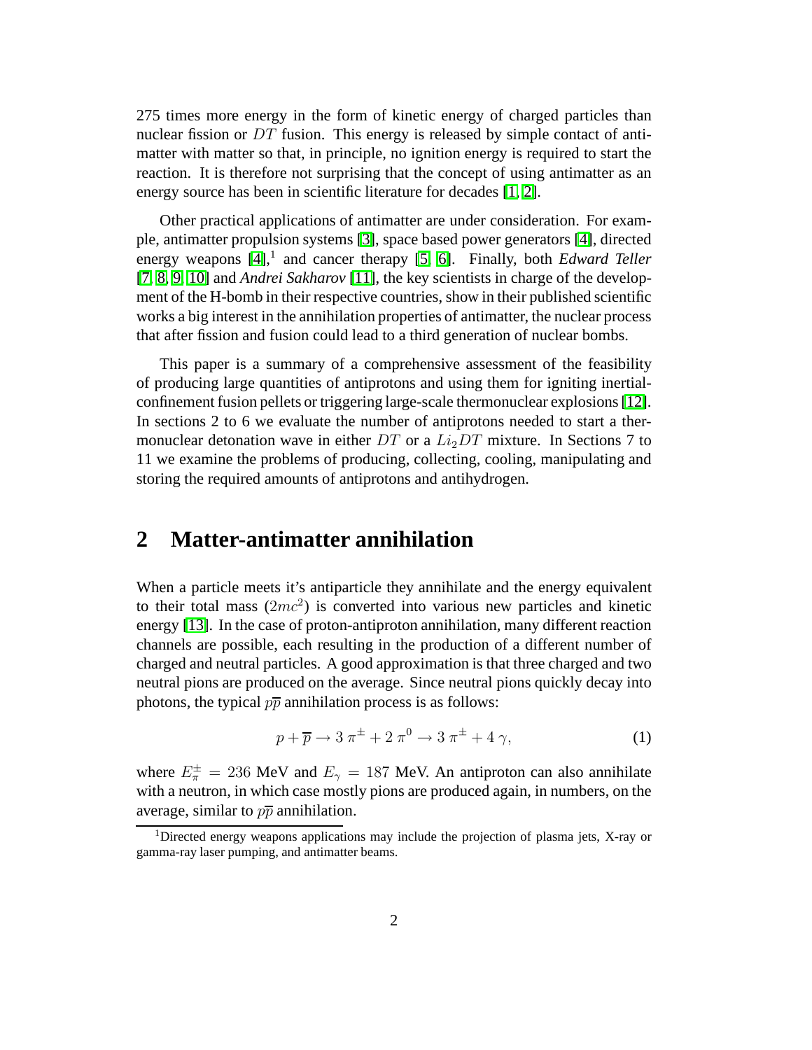275 times more energy in the form of kinetic energy of charged particles than nuclear fission or $DT$ fusion. This energy is released by simple contact of antimatter with matter so that, in principle, no ignition energy is required to start the reaction. It is therefore not surprising that the concept of using antimatter as an energy source has been in scientific literature for decades [1, 2].

Other practical applications of antimatter are under consideration. For example, antimatter propulsion systems [3], space based power generators [4], directed energy weapons [4],[1] and cancer therapy [5, 6]. Finally, both *Edward Teller* [7, 8, 9, 10] and *Andrei Sakharov* [11], the key scientists in charge of the development of the H-bomb in their respective countries, show in their published scientific works a big interest in the annihilation properties of antimatter, the nuclear process that after fission and fusion could lead to a third generation of nuclear bombs.

This paper is a summary of a comprehensive assessment of the feasibility of producing large quantities of antiprotons and using them for igniting inertial-confinement fusion pellets or triggering large-scale thermonuclear explosions [12]. In sections 2 to 6 we evaluate the number of antiprotons needed to start a thermonuclear detonation wave in either $DT$ or a $Li_2DT$ mixture. In Sections 7 to 11 we examine the problems of producing, collecting, cooling, manipulating and storing the required amounts of antiprotons and antihydrogen.

## 2 Matter-antimatter annihilation

When a particle meets it's antiparticle they annihilate and the energy equivalent to their total mass ($2mc^2$) is converted into various new particles and kinetic energy [13]. In the case of proton-antiproton annihilation, many different reaction channels are possible, each resulting in the production of a different number of charged and neutral particles. A good approximation is that three charged and two neutral pions are produced on the average. Since neutral pions quickly decay into photons, the typical $p\overline{p}$ annihilation process is as follows:

$$p + \overline{p} \rightarrow 3\,\pi^{\pm} + 2\,\pi^{0} \rightarrow 3\,\pi^{\pm} + 4\,\gamma, \tag{1}$$

where $E_{\pi}^{\pm} = 236$ MeV and $E_{\gamma} = 187$ MeV. An antiproton can also annihilate with a neutron, in which case mostly pions are produced again, in numbers, on the average, similar to $p\overline{p}$ annihilation.

[1] Directed energy weapons applications may include the projection of plasma jets, X-ray or gamma-ray laser pumping, and antimatter beams.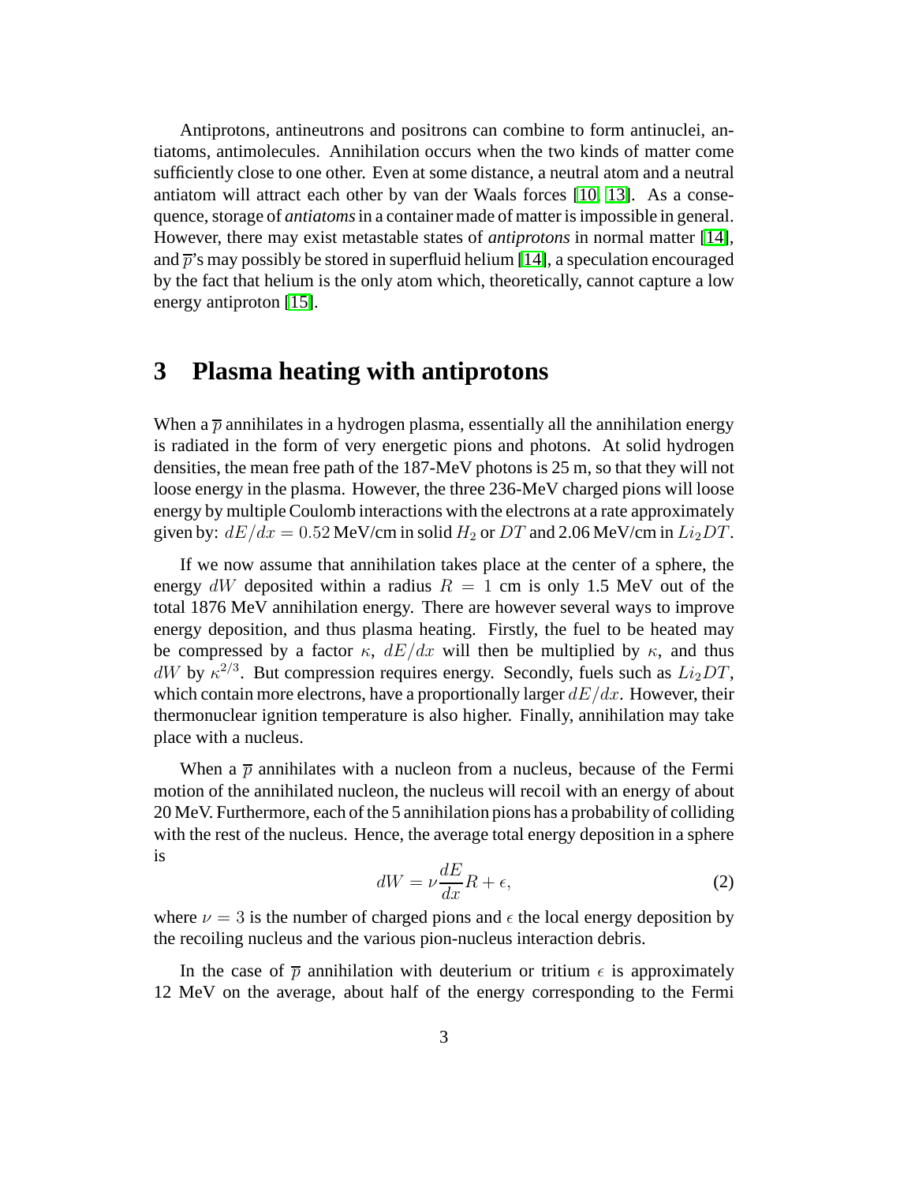Antiprotons, antineutrons and positrons can combine to form antinuclei, antiatoms, antimolecules. Annihilation occurs when the two kinds of matter come sufficiently close to one other. Even at some distance, a neutral atom and a neutral antiatom will attract each other by van der Waals forces [10, 13]. As a consequence, storage of *antiatoms* in a container made of matter is impossible in general. However, there may exist metastable states of *antiprotons* in normal matter [14], and $\overline{p}$'s may possibly be stored in superfluid helium [14], a speculation encouraged by the fact that helium is the only atom which, theoretically, cannot capture a low energy antiproton [15].

# 3 Plasma heating with antiprotons

When a $\overline{p}$ annihilates in a hydrogen plasma, essentially all the annihilation energy is radiated in the form of very energetic pions and photons. At solid hydrogen densities, the mean free path of the 187-MeV photons is 25 m, so that they will not loose energy in the plasma. However, the three 236-MeV charged pions will loose energy by multiple Coulomb interactions with the electrons at a rate approximately given by: $dE/dx = 0.52$ MeV/cm in solid $H_2$ or $DT$ and 2.06 MeV/cm in $Li_2DT$.

If we now assume that annihilation takes place at the center of a sphere, the energy $dW$ deposited within a radius $R = 1$ cm is only 1.5 MeV out of the total 1876 MeV annihilation energy. There are however several ways to improve energy deposition, and thus plasma heating. Firstly, the fuel to be heated may be compressed by a factor $\kappa$, $dE/dx$ will then be multiplied by $\kappa$, and thus $dW$ by $\kappa^{2/3}$. But compression requires energy. Secondly, fuels such as $Li_2DT$, which contain more electrons, have a proportionally larger $dE/dx$. However, their thermonuclear ignition temperature is also higher. Finally, annihilation may take place with a nucleus.

When a $\overline{p}$ annihilates with a nucleon from a nucleus, because of the Fermi motion of the annihilated nucleon, the nucleus will recoil with an energy of about 20 MeV. Furthermore, each of the 5 annihilation pions has a probability of colliding with the rest of the nucleus. Hence, the average total energy deposition in a sphere is

$$dW = \nu \frac{dE}{dx} R + \epsilon, \tag{2}$$

where $\nu = 3$ is the number of charged pions and $\epsilon$ the local energy deposition by the recoiling nucleus and the various pion-nucleus interaction debris.

In the case of $\overline{p}$ annihilation with deuterium or tritium $\epsilon$ is approximately 12 MeV on the average, about half of the energy corresponding to the Fermi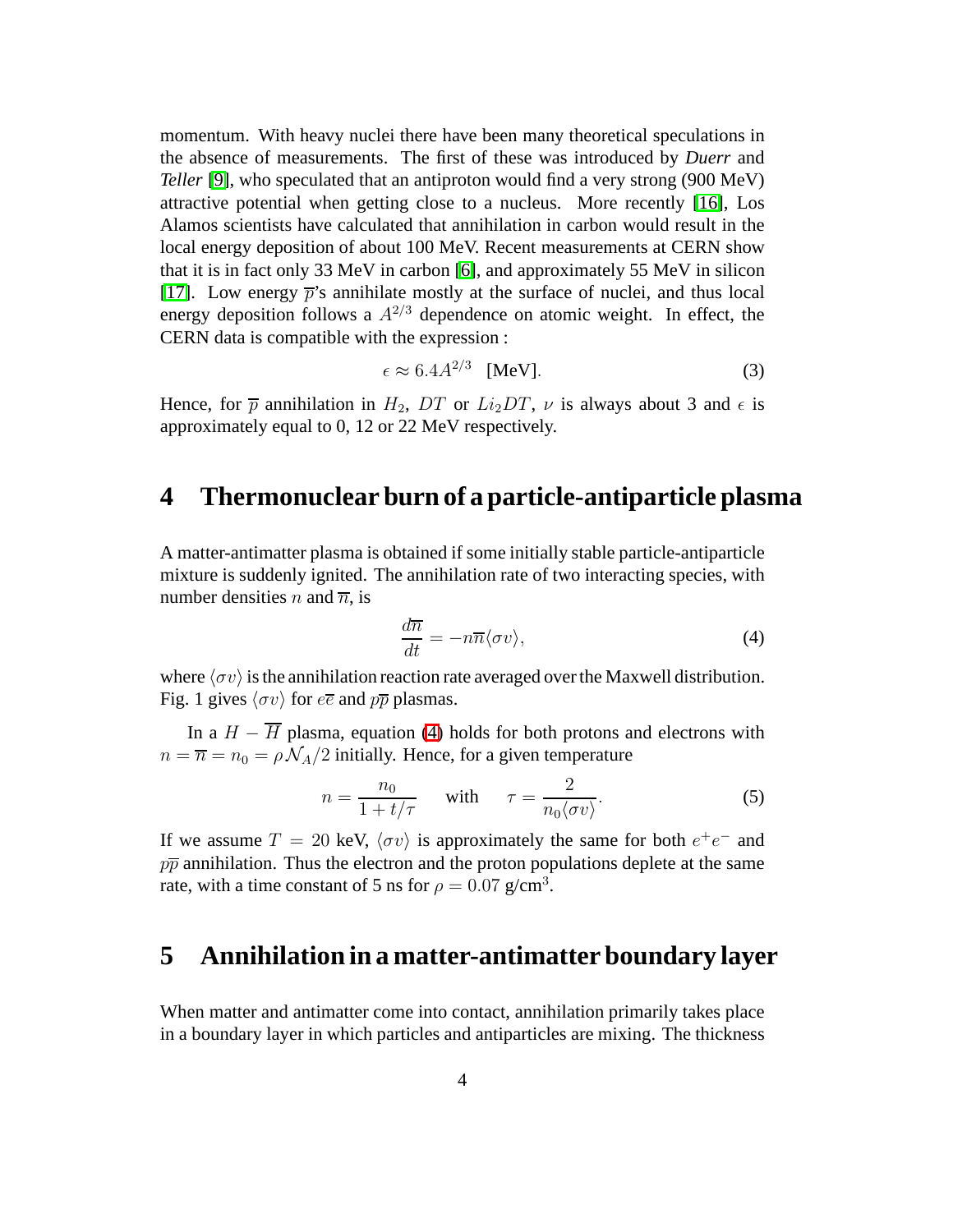momentum. With heavy nuclei there have been many theoretical speculations in the absence of measurements. The first of these was introduced by *Duerr* and *Teller* [9], who speculated that an antiproton would find a very strong (900 MeV) attractive potential when getting close to a nucleus. More recently [16], Los Alamos scientists have calculated that annihilation in carbon would result in the local energy deposition of about 100 MeV. Recent measurements at CERN show that it is in fact only 33 MeV in carbon [6], and approximately 55 MeV in silicon [17]. Low energy $\overline{p}$'s annihilate mostly at the surface of nuclei, and thus local energy deposition follows a $A^{2/3}$ dependence on atomic weight. In effect, the CERN data is compatible with the expression :

$$\epsilon \approx 6.4 A^{2/3} \quad [\text{MeV}]. \tag{3}$$

Hence, for $\overline{p}$ annihilation in $H_2$, $DT$ or $Li_2DT$, $\nu$ is always about 3 and $\epsilon$ is approximately equal to 0, 12 or 22 MeV respectively.

## 4 Thermonuclear burn of a particle-antiparticle plasma

A matter-antimatter plasma is obtained if some initially stable particle-antiparticle mixture is suddenly ignited. The annihilation rate of two interacting species, with number densities $n$ and $\overline{n}$, is

$$\frac{d\overline{n}}{dt} = -n\overline{n}\langle\sigma v\rangle, \tag{4}$$

where $\langle\sigma v\rangle$ is the annihilation reaction rate averaged over the Maxwell distribution. Fig. 1 gives $\langle\sigma v\rangle$ for $e\overline{e}$ and $p\overline{p}$ plasmas.

In a $H - \overline{H}$ plasma, equation (4) holds for both protons and electrons with $n = \overline{n} = n_0 = \rho\mathcal{N}_A/2$ initially. Hence, for a given temperature

$$n = \frac{n_0}{1 + t/\tau} \qquad \text{with} \qquad \tau = \frac{2}{n_0\langle\sigma v\rangle}. \tag{5}$$

If we assume $T = 20$ keV, $\langle\sigma v\rangle$ is approximately the same for both $e^+e^-$ and $p\overline{p}$ annihilation. Thus the electron and the proton populations deplete at the same rate, with a time constant of 5 ns for $\rho = 0.07$ g/cm$^3$.

## 5 Annihilation in a matter-antimatter boundary layer

When matter and antimatter come into contact, annihilation primarily takes place in a boundary layer in which particles and antiparticles are mixing. The thickness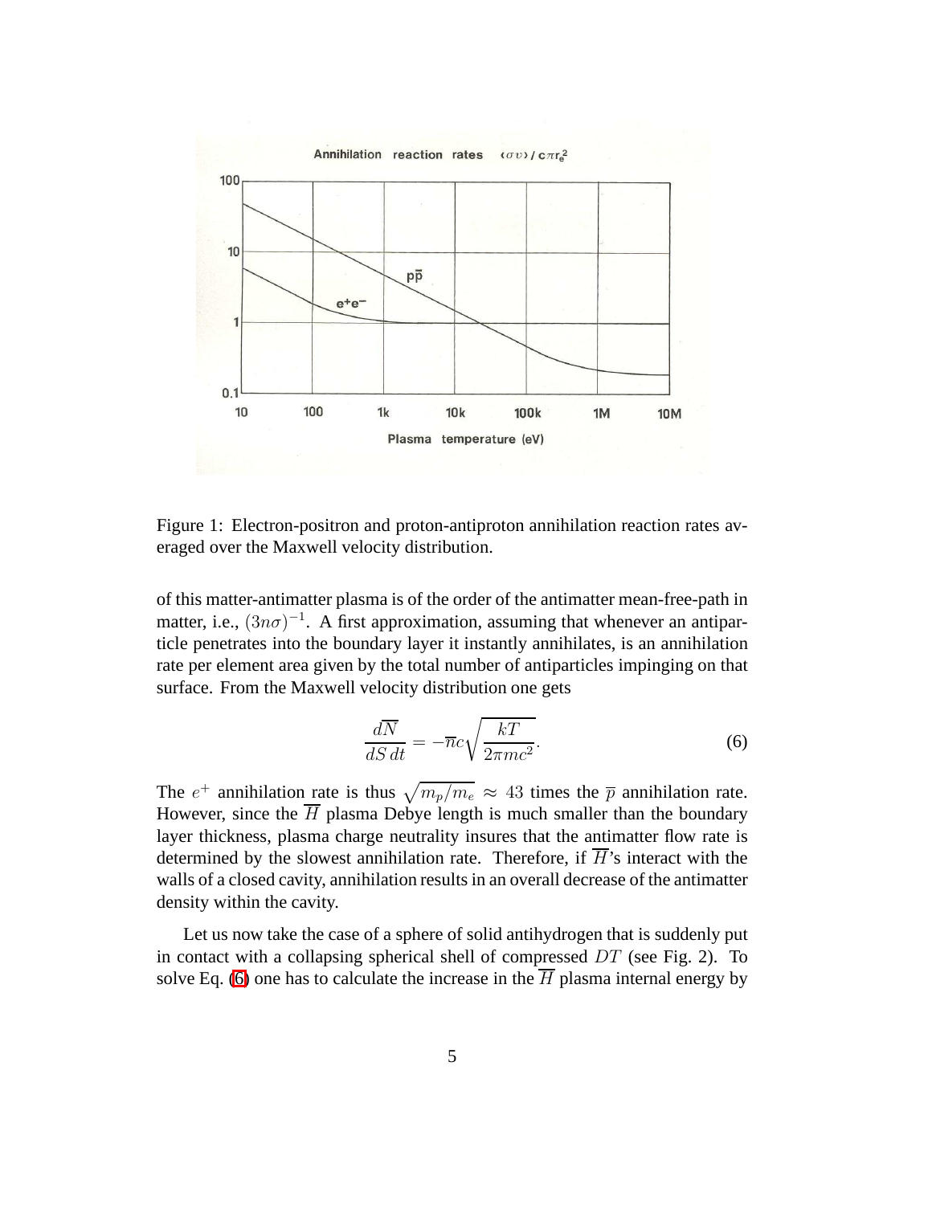Figure 1: Electron-positron and proton-antiproton annihilation reaction rates averaged over the Maxwell velocity distribution.

of this matter-antimatter plasma is of the order of the antimatter mean-free-path in matter, i.e., $(3n\sigma)^{-1}$. A first approximation, assuming that whenever an antiparticle penetrates into the boundary layer it instantly annihilates, is an annihilation rate per element area given by the total number of antiparticles impinging on that surface. From the Maxwell velocity distribution one gets

$$\frac{d\overline{N}}{dS\,dt} = -\overline{n}c\sqrt{\frac{kT}{2\pi mc^2}}. \tag{6}$$

The $e^+$ annihilation rate is thus $\sqrt{m_p/m_e} \approx 43$ times the $\overline{p}$ annihilation rate. However, since the $\overline{H}$ plasma Debye length is much smaller than the boundary layer thickness, plasma charge neutrality insures that the antimatter flow rate is determined by the slowest annihilation rate. Therefore, if $\overline{H}$'s interact with the walls of a closed cavity, annihilation results in an overall decrease of the antimatter density within the cavity.

Let us now take the case of a sphere of solid antihydrogen that is suddenly put in contact with a collapsing spherical shell of compressed $DT$ (see Fig. 2). To solve Eq. (6) one has to calculate the increase in the $\overline{H}$ plasma internal energy by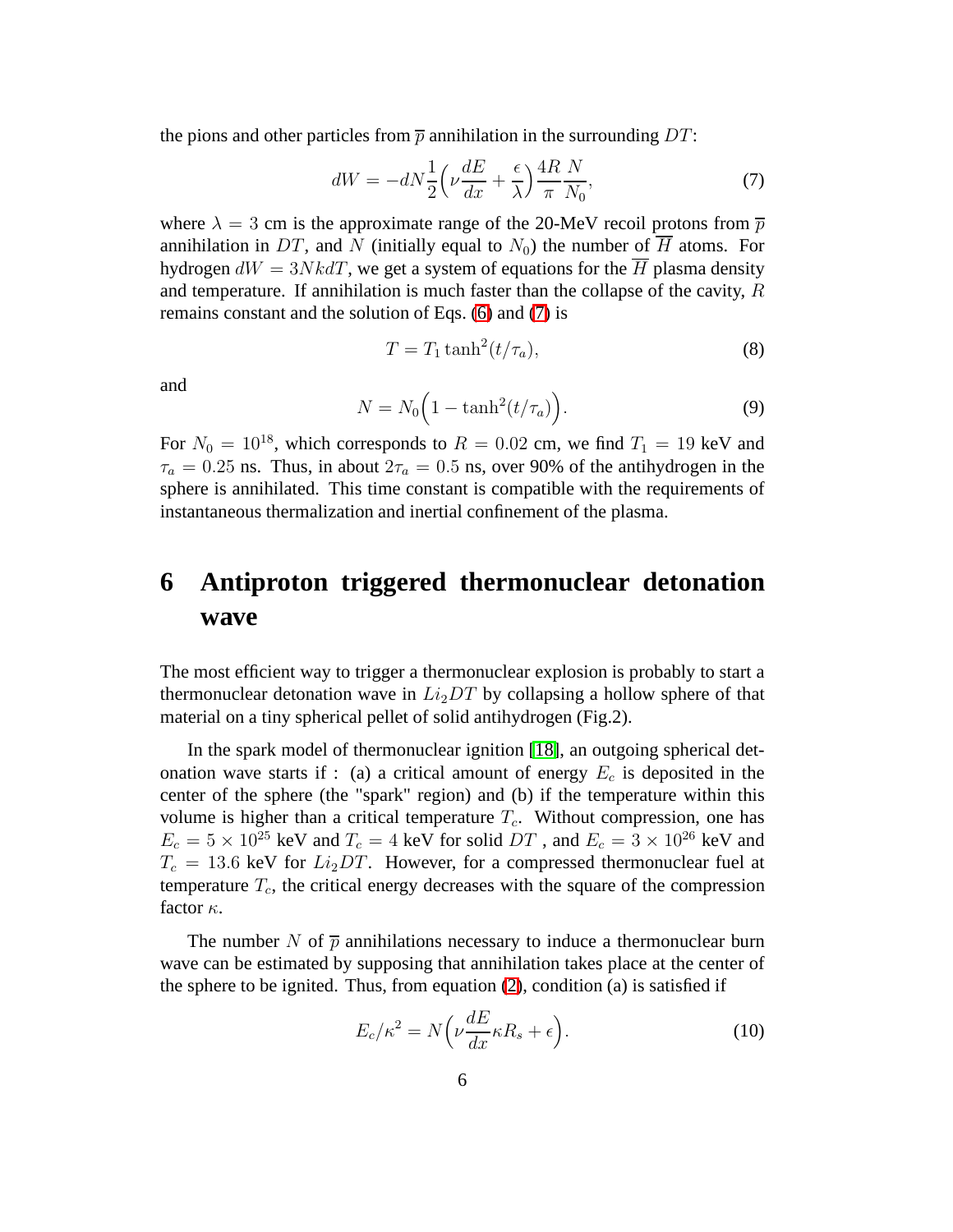the pions and other particles from $\overline{p}$ annihilation in the surrounding $DT$:

$$dW = -dN \frac{1}{2}\Big(\nu \frac{dE}{dx} + \frac{\epsilon}{\lambda}\Big) \frac{4R}{\pi} \frac{N}{N_0}, \tag{7}$$

where $\lambda = 3$ cm is the approximate range of the 20-MeV recoil protons from $\overline{p}$ annihilation in $DT$, and $N$ (initially equal to $N_0$) the number of $\overline{H}$ atoms. For hydrogen $dW = 3NkdT$, we get a system of equations for the $\overline{H}$ plasma density and temperature. If annihilation is much faster than the collapse of the cavity, $R$ remains constant and the solution of Eqs. (6) and (7) is

$$T = T_1 \tanh^2(t/\tau_a), \tag{8}$$

and

$$N = N_0\Big(1 - \tanh^2(t/\tau_a)\Big). \tag{9}$$

For $N_0 = 10^{18}$, which corresponds to $R = 0.02$ cm, we find $T_1 = 19$ keV and $\tau_a = 0.25$ ns. Thus, in about $2\tau_a = 0.5$ ns, over 90% of the antihydrogen in the sphere is annihilated. This time constant is compatible with the requirements of instantaneous thermalization and inertial confinement of the plasma.

# 6 Antiproton triggered thermonuclear detonation wave

The most efficient way to trigger a thermonuclear explosion is probably to start a thermonuclear detonation wave in $Li_2DT$ by collapsing a hollow sphere of that material on a tiny spherical pellet of solid antihydrogen (Fig.2).

In the spark model of thermonuclear ignition [18], an outgoing spherical detonation wave starts if : (a) a critical amount of energy $E_c$ is deposited in the center of the sphere (the "spark" region) and (b) if the temperature within this volume is higher than a critical temperature $T_c$. Without compression, one has $E_c = 5 \times 10^{25}$ keV and $T_c = 4$ keV for solid $DT$ , and $E_c = 3 \times 10^{26}$ keV and $T_c = 13.6$ keV for $Li_2DT$. However, for a compressed thermonuclear fuel at temperature $T_c$, the critical energy decreases with the square of the compression factor $\kappa$.

The number $N$ of $\overline{p}$ annihilations necessary to induce a thermonuclear burn wave can be estimated by supposing that annihilation takes place at the center of the sphere to be ignited. Thus, from equation (2), condition (a) is satisfied if

$$E_c/\kappa^2 = N\Big(\nu \frac{dE}{dx} \kappa R_s + \epsilon\Big). \tag{10}$$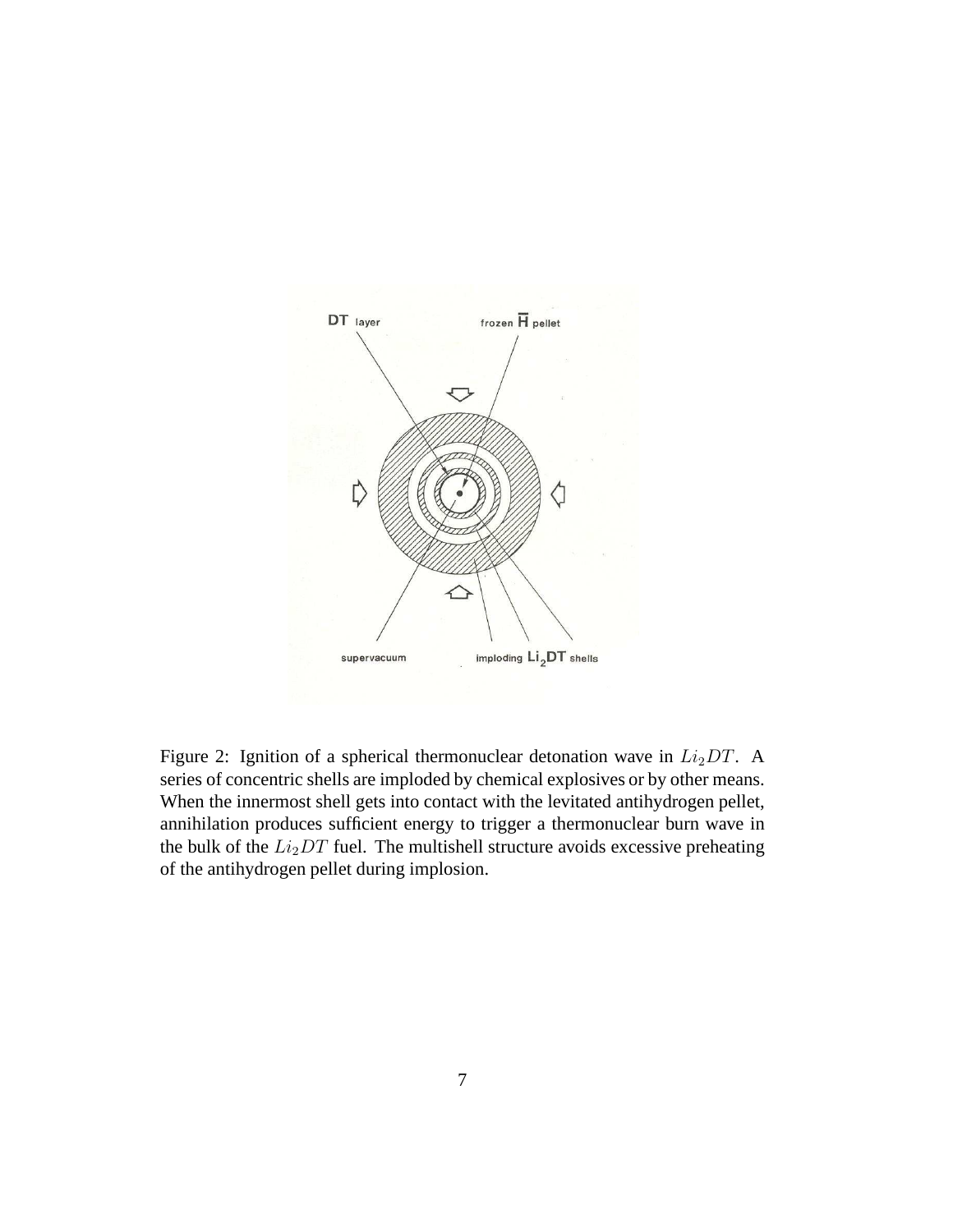Figure 2: Ignition of a spherical thermonuclear detonation wave in $Li_2DT$. A series of concentric shells are imploded by chemical explosives or by other means. When the innermost shell gets into contact with the levitated antihydrogen pellet, annihilation produces sufficient energy to trigger a thermonuclear burn wave in the bulk of the $Li_2DT$ fuel. The multishell structure avoids excessive preheating of the antihydrogen pellet during implosion.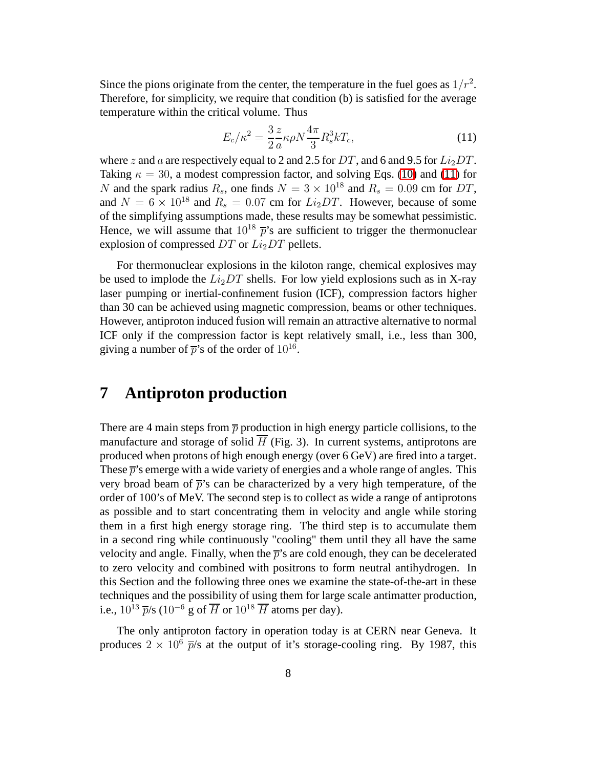Since the pions originate from the center, the temperature in the fuel goes as $1/r^2$. Therefore, for simplicity, we require that condition (b) is satisfied for the average temperature within the critical volume. Thus

$$E_c/\kappa^2 = \frac{3}{2}\frac{z}{a}\kappa\rho N\frac{4\pi}{3}R_s^3 kT_c, \tag{11}$$

where $z$ and $a$ are respectively equal to 2 and 2.5 for $DT$, and 6 and 9.5 for $Li_2DT$. Taking $\kappa = 30$, a modest compression factor, and solving Eqs. (10) and (11) for $N$ and the spark radius $R_s$, one finds $N = 3 \times 10^{18}$ and $R_s = 0.09$ cm for $DT$, and $N = 6 \times 10^{18}$ and $R_s = 0.07$ cm for $Li_2DT$. However, because of some of the simplifying assumptions made, these results may be somewhat pessimistic. Hence, we will assume that $10^{18}$ $\overline{p}$'s are sufficient to trigger the thermonuclear explosion of compressed $DT$ or $Li_2DT$ pellets.

For thermonuclear explosions in the kiloton range, chemical explosives may be used to implode the $Li_2DT$ shells. For low yield explosions such as in X-ray laser pumping or inertial-confinement fusion (ICF), compression factors higher than 30 can be achieved using magnetic compression, beams or other techniques. However, antiproton induced fusion will remain an attractive alternative to normal ICF only if the compression factor is kept relatively small, i.e., less than 300, giving a number of $\overline{p}$'s of the order of $10^{16}$.

# 7 Antiproton production

There are 4 main steps from $\overline{p}$ production in high energy particle collisions, to the manufacture and storage of solid $\overline{H}$ (Fig. 3). In current systems, antiprotons are produced when protons of high enough energy (over 6 GeV) are fired into a target. These $\overline{p}$'s emerge with a wide variety of energies and a whole range of angles. This very broad beam of $\overline{p}$'s can be characterized by a very high temperature, of the order of 100's of MeV. The second step is to collect as wide a range of antiprotons as possible and to start concentrating them in velocity and angle while storing them in a first high energy storage ring. The third step is to accumulate them in a second ring while continuously "cooling" them until they all have the same velocity and angle. Finally, when the $\overline{p}$'s are cold enough, they can be decelerated to zero velocity and combined with positrons to form neutral antihydrogen. In this Section and the following three ones we examine the state-of-the-art in these techniques and the possibility of using them for large scale antimatter production, i.e., $10^{13}$ $\overline{p}$/s ($10^{-6}$ g of $\overline{H}$ or $10^{18}$ $\overline{H}$ atoms per day).

The only antiproton factory in operation today is at CERN near Geneva. It produces $2 \times 10^6$ $\overline{p}$/s at the output of it's storage-cooling ring. By 1987, this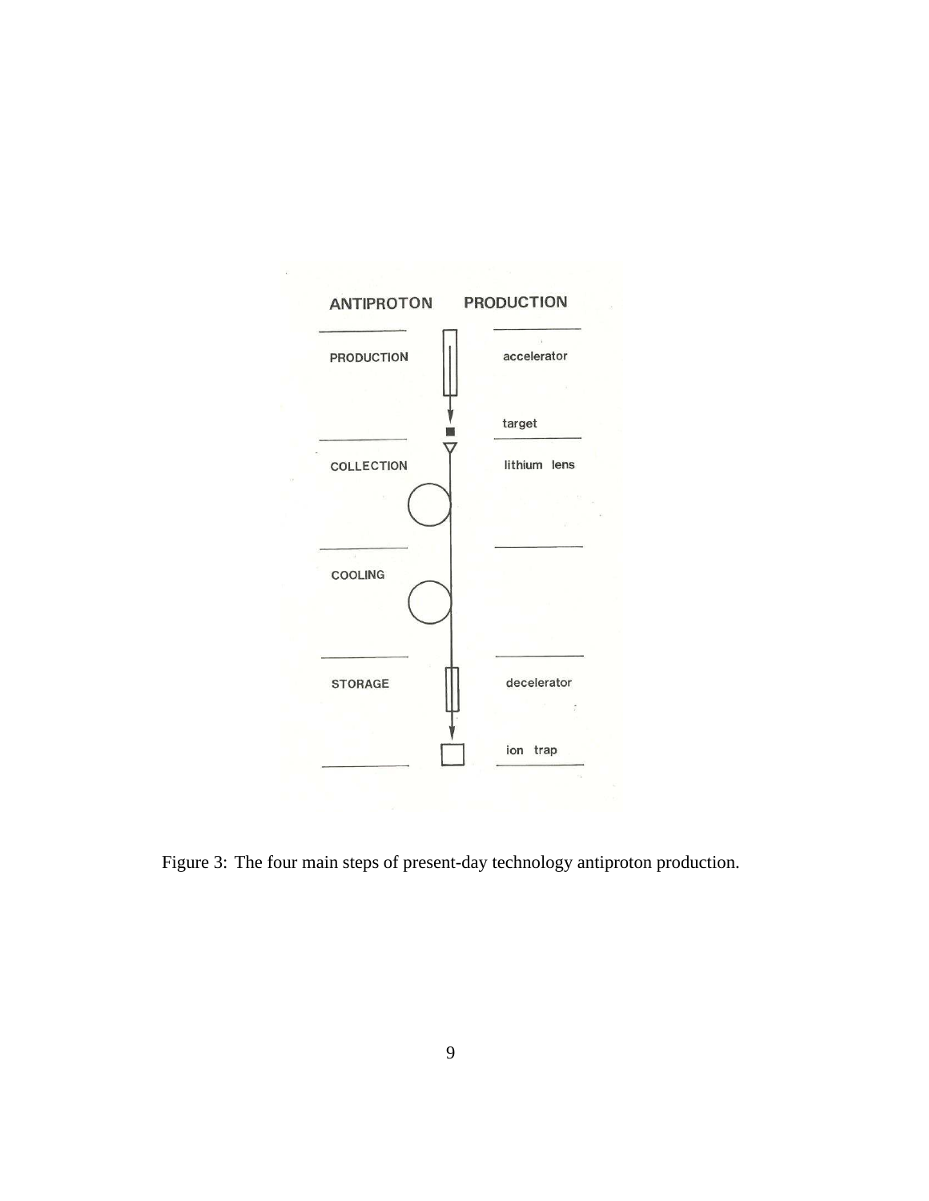ANTIPROTON PRODUCTION

| | |
|---|---|
| PRODUCTION | accelerator |
| | target |
| COLLECTION | lithium lens |
| COOLING | |
| STORAGE | decelerator |
| | ion trap |

Figure 3: The four main steps of present-day technology antiproton production.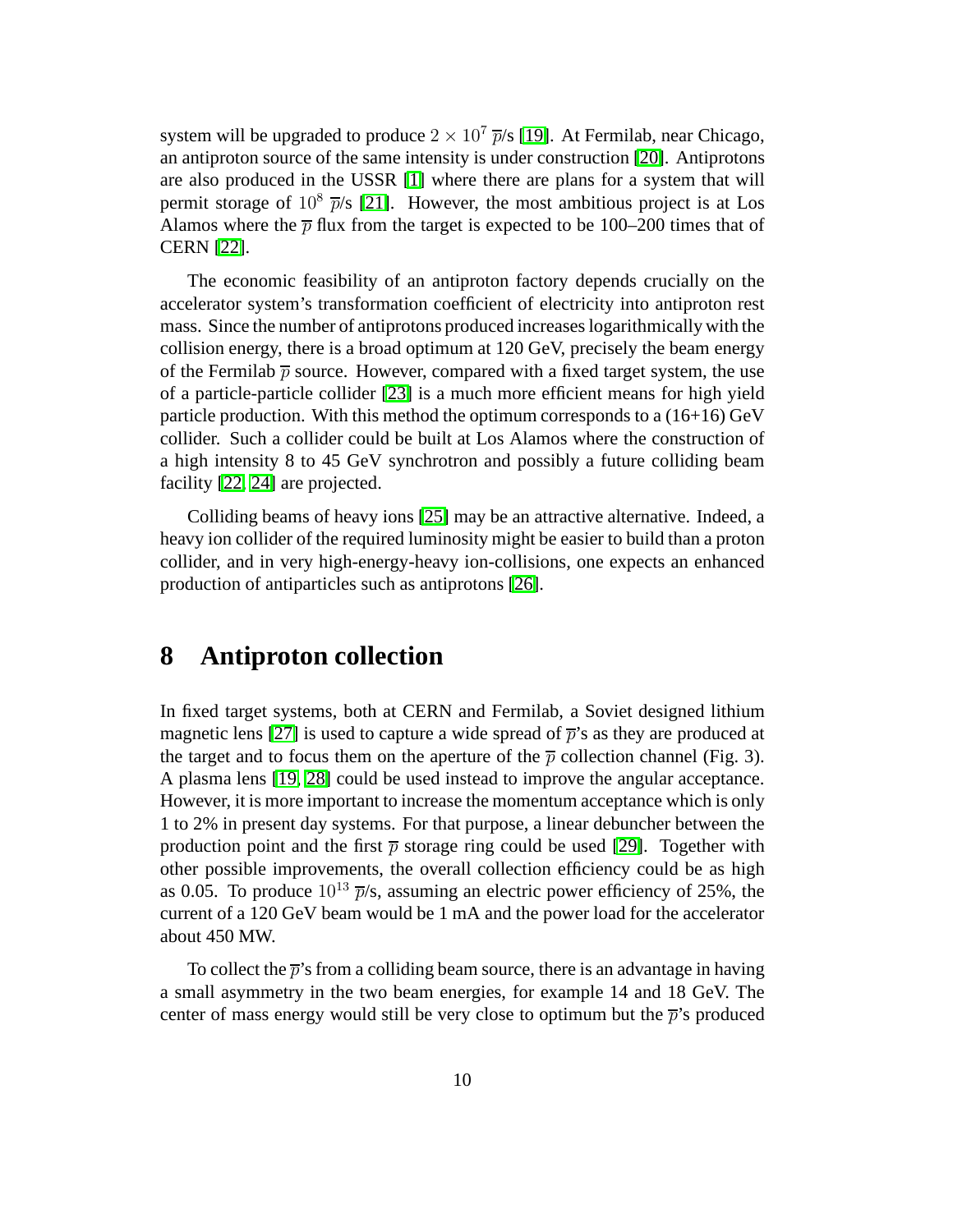system will be upgraded to produce $2 \times 10^7$ $\overline{p}$/s [19]. At Fermilab, near Chicago, an antiproton source of the same intensity is under construction [20]. Antiprotons are also produced in the USSR [1] where there are plans for a system that will permit storage of $10^8$ $\overline{p}$/s [21]. However, the most ambitious project is at Los Alamos where the $\overline{p}$ flux from the target is expected to be 100–200 times that of CERN [22].

The economic feasibility of an antiproton factory depends crucially on the accelerator system's transformation coefficient of electricity into antiproton rest mass. Since the number of antiprotons produced increases logarithmically with the collision energy, there is a broad optimum at 120 GeV, precisely the beam energy of the Fermilab $\overline{p}$ source. However, compared with a fixed target system, the use of a particle-particle collider [23] is a much more efficient means for high yield particle production. With this method the optimum corresponds to a (16+16) GeV collider. Such a collider could be built at Los Alamos where the construction of a high intensity 8 to 45 GeV synchrotron and possibly a future colliding beam facility [22, 24] are projected.

Colliding beams of heavy ions [25] may be an attractive alternative. Indeed, a heavy ion collider of the required luminosity might be easier to build than a proton collider, and in very high-energy-heavy ion-collisions, one expects an enhanced production of antiparticles such as antiprotons [26].

# 8 Antiproton collection

In fixed target systems, both at CERN and Fermilab, a Soviet designed lithium magnetic lens [27] is used to capture a wide spread of $\overline{p}$'s as they are produced at the target and to focus them on the aperture of the $\overline{p}$ collection channel (Fig. 3). A plasma lens [19, 28] could be used instead to improve the angular acceptance. However, it is more important to increase the momentum acceptance which is only 1 to 2% in present day systems. For that purpose, a linear debuncher between the production point and the first $\overline{p}$ storage ring could be used [29]. Together with other possible improvements, the overall collection efficiency could be as high as 0.05. To produce $10^{13}$ $\overline{p}$/s, assuming an electric power efficiency of 25%, the current of a 120 GeV beam would be 1 mA and the power load for the accelerator about 450 MW.

To collect the $\overline{p}$'s from a colliding beam source, there is an advantage in having a small asymmetry in the two beam energies, for example 14 and 18 GeV. The center of mass energy would still be very close to optimum but the $\overline{p}$'s produced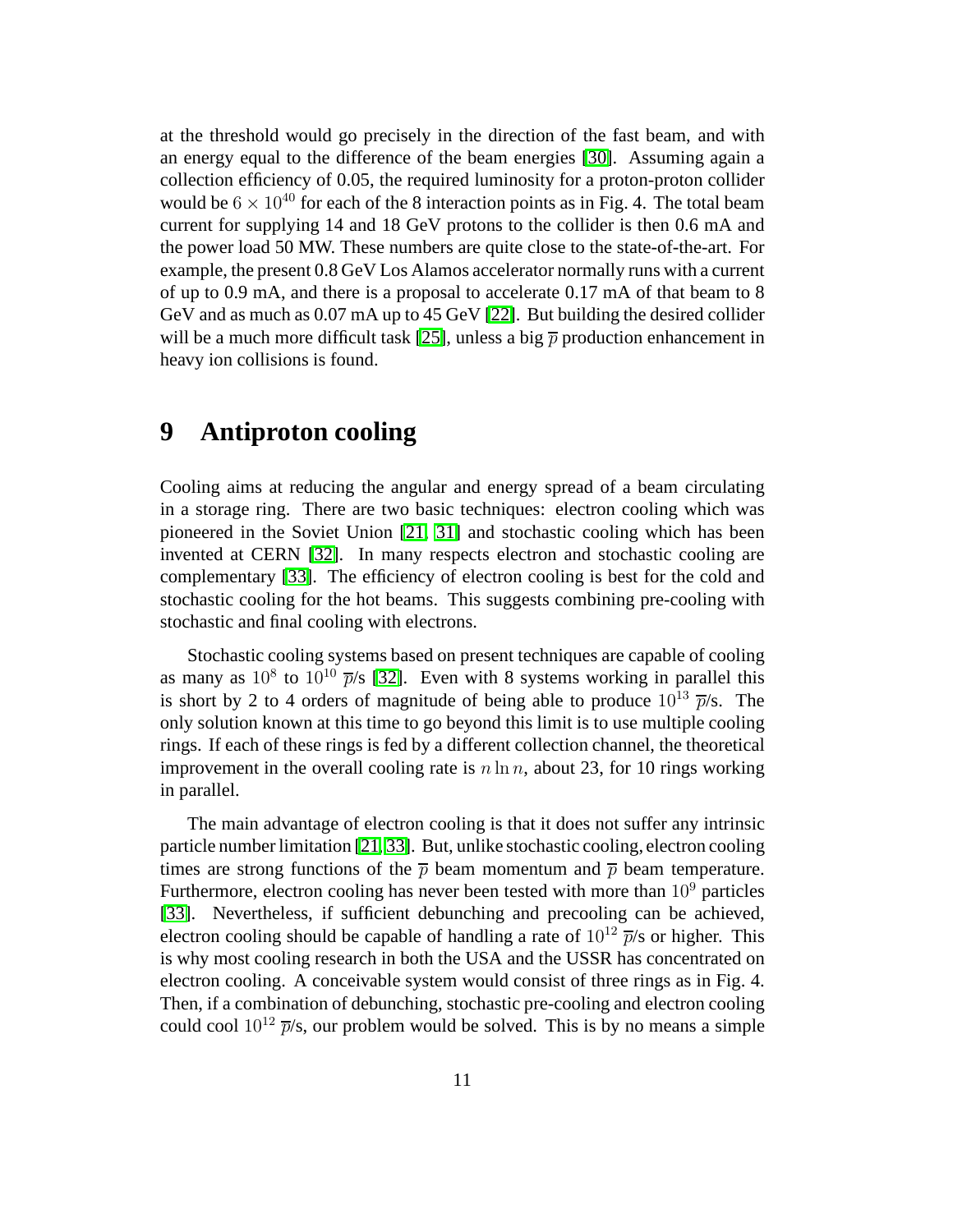at the threshold would go precisely in the direction of the fast beam, and with an energy equal to the difference of the beam energies [30]. Assuming again a collection efficiency of 0.05, the required luminosity for a proton-proton collider would be $6 \times 10^{40}$ for each of the 8 interaction points as in Fig. 4. The total beam current for supplying 14 and 18 GeV protons to the collider is then 0.6 mA and the power load 50 MW. These numbers are quite close to the state-of-the-art. For example, the present 0.8 GeV Los Alamos accelerator normally runs with a current of up to 0.9 mA, and there is a proposal to accelerate 0.17 mA of that beam to 8 GeV and as much as 0.07 mA up to 45 GeV [22]. But building the desired collider will be a much more difficult task [25], unless a big $\overline{p}$ production enhancement in heavy ion collisions is found.

# 9 Antiproton cooling

Cooling aims at reducing the angular and energy spread of a beam circulating in a storage ring. There are two basic techniques: electron cooling which was pioneered in the Soviet Union [21, 31] and stochastic cooling which has been invented at CERN [32]. In many respects electron and stochastic cooling are complementary [33]. The efficiency of electron cooling is best for the cold and stochastic cooling for the hot beams. This suggests combining pre-cooling with stochastic and final cooling with electrons.

Stochastic cooling systems based on present techniques are capable of cooling as many as $10^8$ to $10^{10}$ $\overline{p}$/s [32]. Even with 8 systems working in parallel this is short by 2 to 4 orders of magnitude of being able to produce $10^{13}$ $\overline{p}$/s. The only solution known at this time to go beyond this limit is to use multiple cooling rings. If each of these rings is fed by a different collection channel, the theoretical improvement in the overall cooling rate is $n \ln n$, about 23, for 10 rings working in parallel.

The main advantage of electron cooling is that it does not suffer any intrinsic particle number limitation [21, 33]. But, unlike stochastic cooling, electron cooling times are strong functions of the $\overline{p}$ beam momentum and $\overline{p}$ beam temperature. Furthermore, electron cooling has never been tested with more than $10^9$ particles [33]. Nevertheless, if sufficient debunching and precooling can be achieved, electron cooling should be capable of handling a rate of $10^{12}$ $\overline{p}$/s or higher. This is why most cooling research in both the USA and the USSR has concentrated on electron cooling. A conceivable system would consist of three rings as in Fig. 4. Then, if a combination of debunching, stochastic pre-cooling and electron cooling could cool $10^{12}$ $\overline{p}$/s, our problem would be solved. This is by no means a simple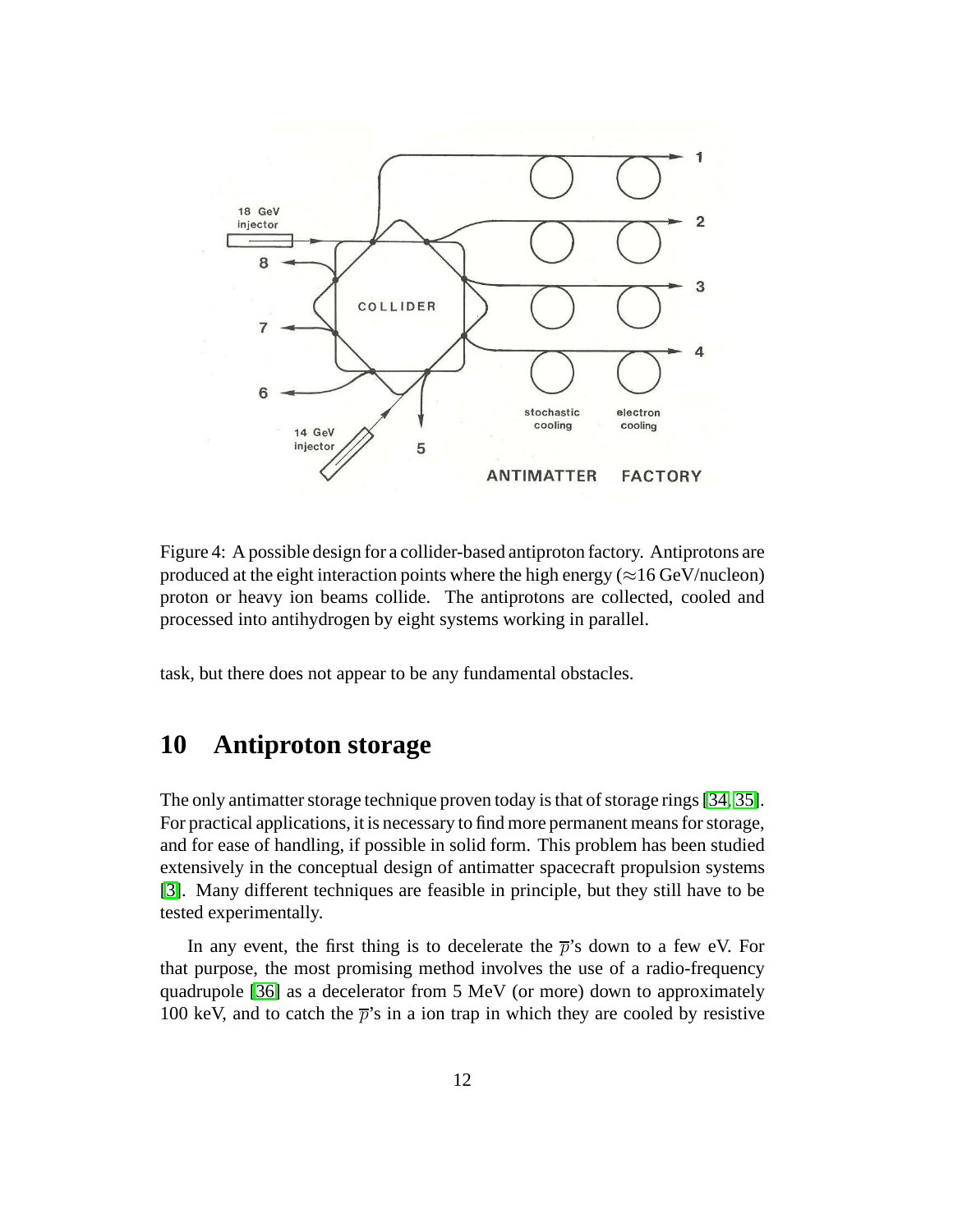Figure 4: A possible design for a collider-based antiproton factory. Antiprotons are produced at the eight interaction points where the high energy (≈16 GeV/nucleon) proton or heavy ion beams collide. The antiprotons are collected, cooled and processed into antihydrogen by eight systems working in parallel.

task, but there does not appear to be any fundamental obstacles.

## 10 Antiproton storage

The only antimatter storage technique proven today is that of storage rings [34, 35]. For practical applications, it is necessary to find more permanent means for storage, and for ease of handling, if possible in solid form. This problem has been studied extensively in the conceptual design of antimatter spacecraft propulsion systems [3]. Many different techniques are feasible in principle, but they still have to be tested experimentally.

In any event, the first thing is to decelerate the $\overline{p}$'s down to a few eV. For that purpose, the most promising method involves the use of a radio-frequency quadrupole [36] as a decelerator from 5 MeV (or more) down to approximately 100 keV, and to catch the $\overline{p}$'s in a ion trap in which they are cooled by resistive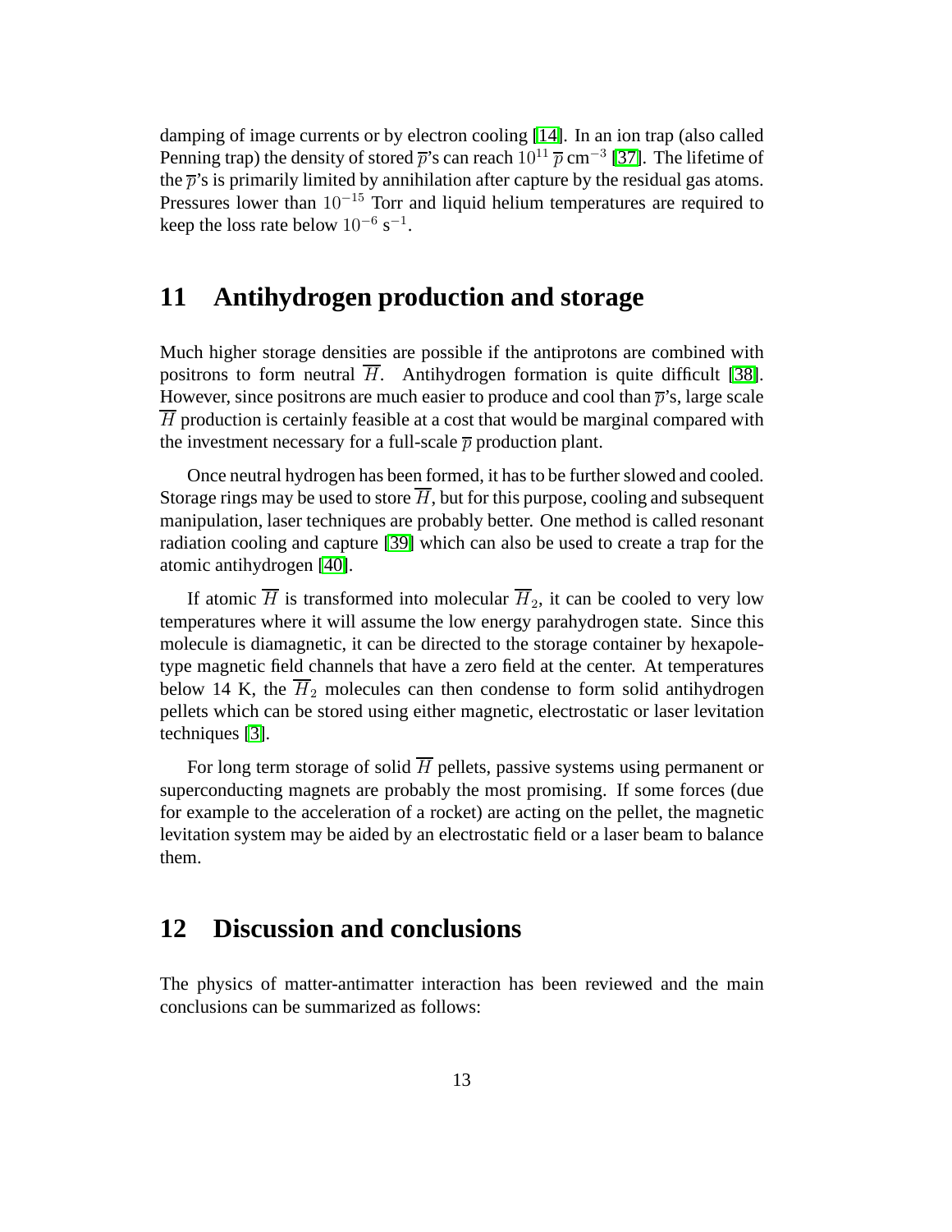damping of image currents or by electron cooling [14]. In an ion trap (also called Penning trap) the density of stored $\overline{p}$'s can reach $10^{11}\ \overline{p}\ \mathrm{cm}^{-3}$ [37]. The lifetime of the $\overline{p}$'s is primarily limited by annihilation after capture by the residual gas atoms. Pressures lower than $10^{-15}$ Torr and liquid helium temperatures are required to keep the loss rate below $10^{-6}\ \mathrm{s}^{-1}$.

## 11 Antihydrogen production and storage

Much higher storage densities are possible if the antiprotons are combined with positrons to form neutral $\overline{H}$. Antihydrogen formation is quite difficult [38]. However, since positrons are much easier to produce and cool than $\overline{p}$'s, large scale $\overline{H}$ production is certainly feasible at a cost that would be marginal compared with the investment necessary for a full-scale $\overline{p}$ production plant.

Once neutral hydrogen has been formed, it has to be further slowed and cooled. Storage rings may be used to store $\overline{H}$, but for this purpose, cooling and subsequent manipulation, laser techniques are probably better. One method is called resonant radiation cooling and capture [39] which can also be used to create a trap for the atomic antihydrogen [40].

If atomic $\overline{H}$ is transformed into molecular $\overline{H}_2$, it can be cooled to very low temperatures where it will assume the low energy parahydrogen state. Since this molecule is diamagnetic, it can be directed to the storage container by hexapole-type magnetic field channels that have a zero field at the center. At temperatures below 14 K, the $\overline{H}_2$ molecules can then condense to form solid antihydrogen pellets which can be stored using either magnetic, electrostatic or laser levitation techniques [3].

For long term storage of solid $\overline{H}$ pellets, passive systems using permanent or superconducting magnets are probably the most promising. If some forces (due for example to the acceleration of a rocket) are acting on the pellet, the magnetic levitation system may be aided by an electrostatic field or a laser beam to balance them.

## 12 Discussion and conclusions

The physics of matter-antimatter interaction has been reviewed and the main conclusions can be summarized as follows: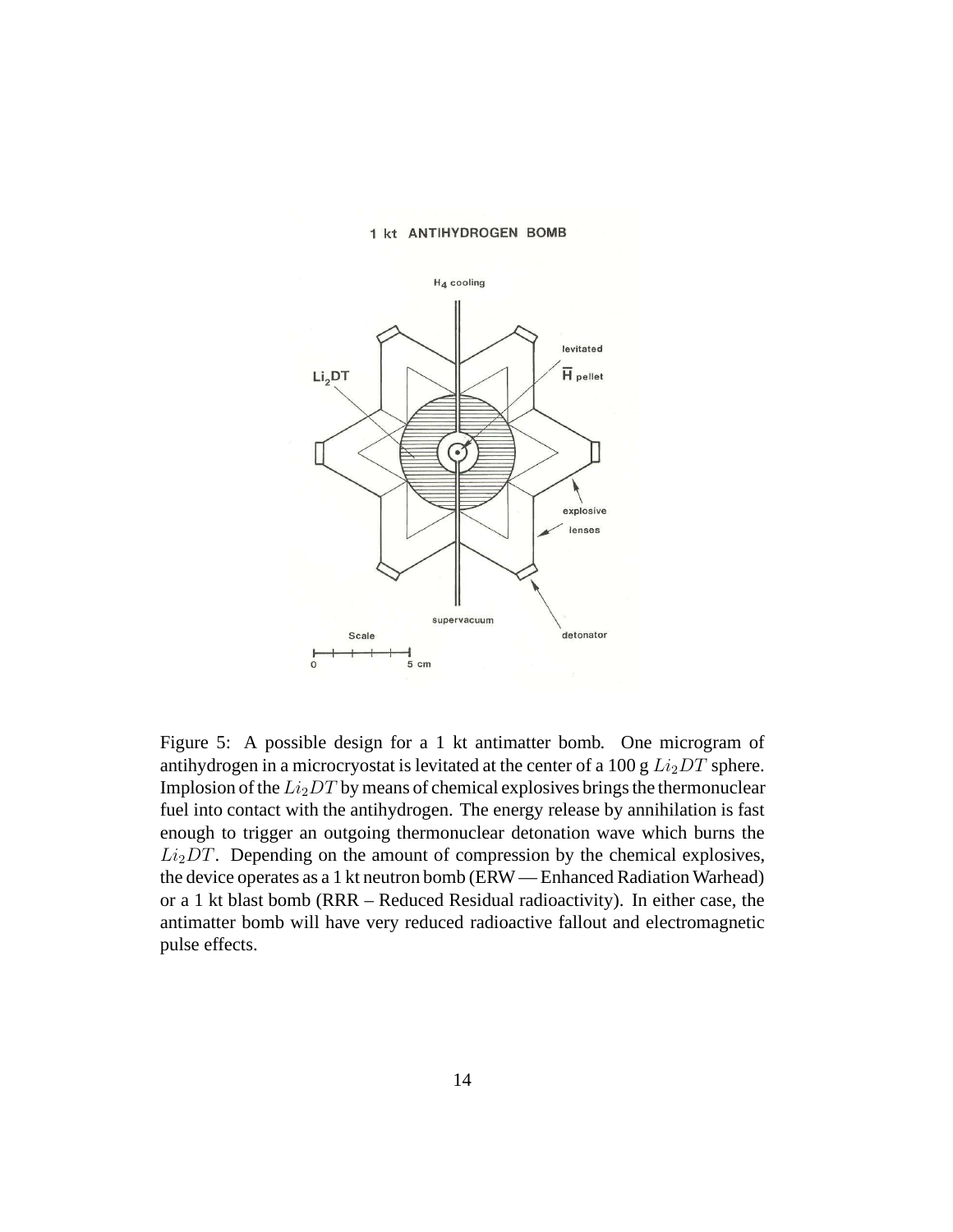Figure 5: A possible design for a 1 kt antimatter bomb. One microgram of antihydrogen in a microcryostat is levitated at the center of a 100 g $Li_2DT$ sphere. Implosion of the $Li_2DT$ by means of chemical explosives brings the thermonuclear fuel into contact with the antihydrogen. The energy release by annihilation is fast enough to trigger an outgoing thermonuclear detonation wave which burns the $Li_2DT$. Depending on the amount of compression by the chemical explosives, the device operates as a 1 kt neutron bomb (ERW — Enhanced Radiation Warhead) or a 1 kt blast bomb (RRR – Reduced Residual radioactivity). In either case, the antimatter bomb will have very reduced radioactive fallout and electromagnetic pulse effects.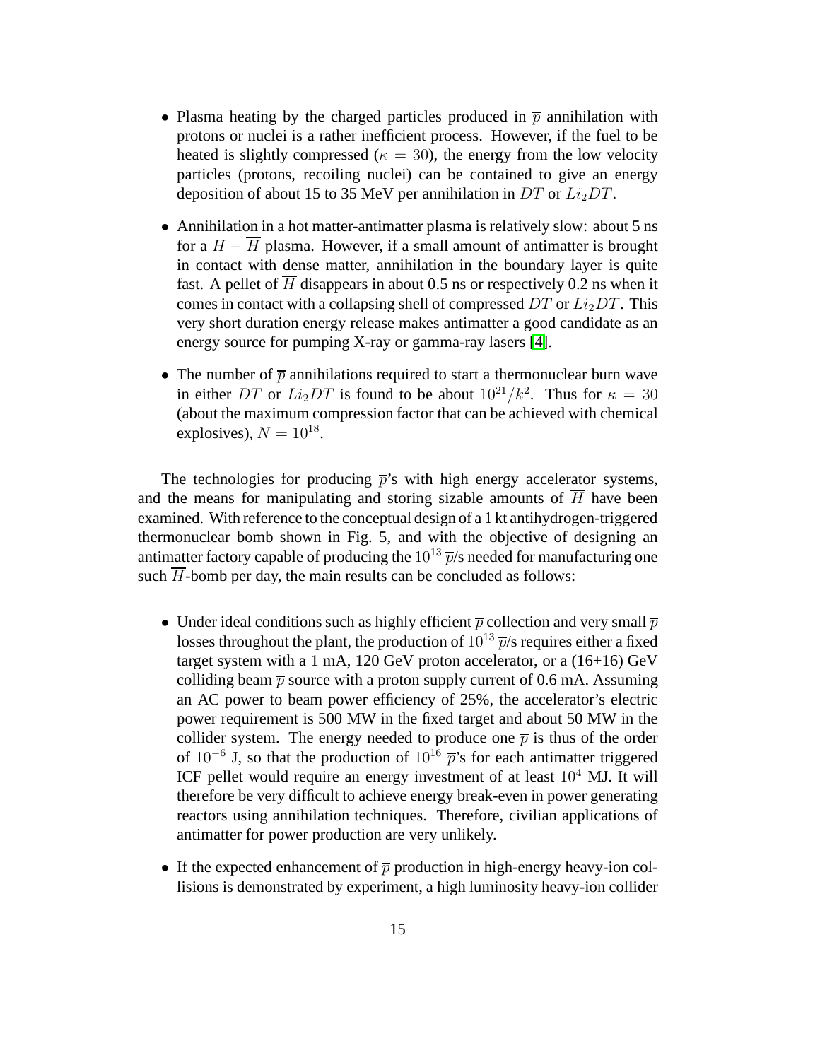- Plasma heating by the charged particles produced in $\overline{p}$ annihilation with protons or nuclei is a rather inefficient process. However, if the fuel to be heated is slightly compressed ($\kappa = 30$), the energy from the low velocity particles (protons, recoiling nuclei) can be contained to give an energy deposition of about 15 to 35 MeV per annihilation in $DT$ or $Li_2DT$.

- Annihilation in a hot matter-antimatter plasma is relatively slow: about 5 ns for a $H - \overline{H}$ plasma. However, if a small amount of antimatter is brought in contact with dense matter, annihilation in the boundary layer is quite fast. A pellet of $\overline{H}$ disappears in about 0.5 ns or respectively 0.2 ns when it comes in contact with a collapsing shell of compressed $DT$ or $Li_2DT$. This very short duration energy release makes antimatter a good candidate as an energy source for pumping X-ray or gamma-ray lasers [4].

- The number of $\overline{p}$ annihilations required to start a thermonuclear burn wave in either $DT$ or $Li_2DT$ is found to be about $10^{21}/k^2$. Thus for $\kappa = 30$ (about the maximum compression factor that can be achieved with chemical explosives), $N = 10^{18}$.

The technologies for producing $\overline{p}$'s with high energy accelerator systems, and the means for manipulating and storing sizable amounts of $\overline{H}$ have been examined. With reference to the conceptual design of a 1 kt antihydrogen-triggered thermonuclear bomb shown in Fig. 5, and with the objective of designing an antimatter factory capable of producing the $10^{13}$ $\overline{p}$/s needed for manufacturing one such $\overline{H}$-bomb per day, the main results can be concluded as follows:

- Under ideal conditions such as highly efficient $\overline{p}$ collection and very small $\overline{p}$ losses throughout the plant, the production of $10^{13}$ $\overline{p}$/s requires either a fixed target system with a 1 mA, 120 GeV proton accelerator, or a (16+16) GeV colliding beam $\overline{p}$ source with a proton supply current of 0.6 mA. Assuming an AC power to beam power efficiency of 25%, the accelerator's electric power requirement is 500 MW in the fixed target and about 50 MW in the collider system. The energy needed to produce one $\overline{p}$ is thus of the order of $10^{-6}$ J, so that the production of $10^{16}$ $\overline{p}$'s for each antimatter triggered ICF pellet would require an energy investment of at least $10^4$ MJ. It will therefore be very difficult to achieve energy break-even in power generating reactors using annihilation techniques. Therefore, civilian applications of antimatter for power production are very unlikely.

- If the expected enhancement of $\overline{p}$ production in high-energy heavy-ion collisions is demonstrated by experiment, a high luminosity heavy-ion collider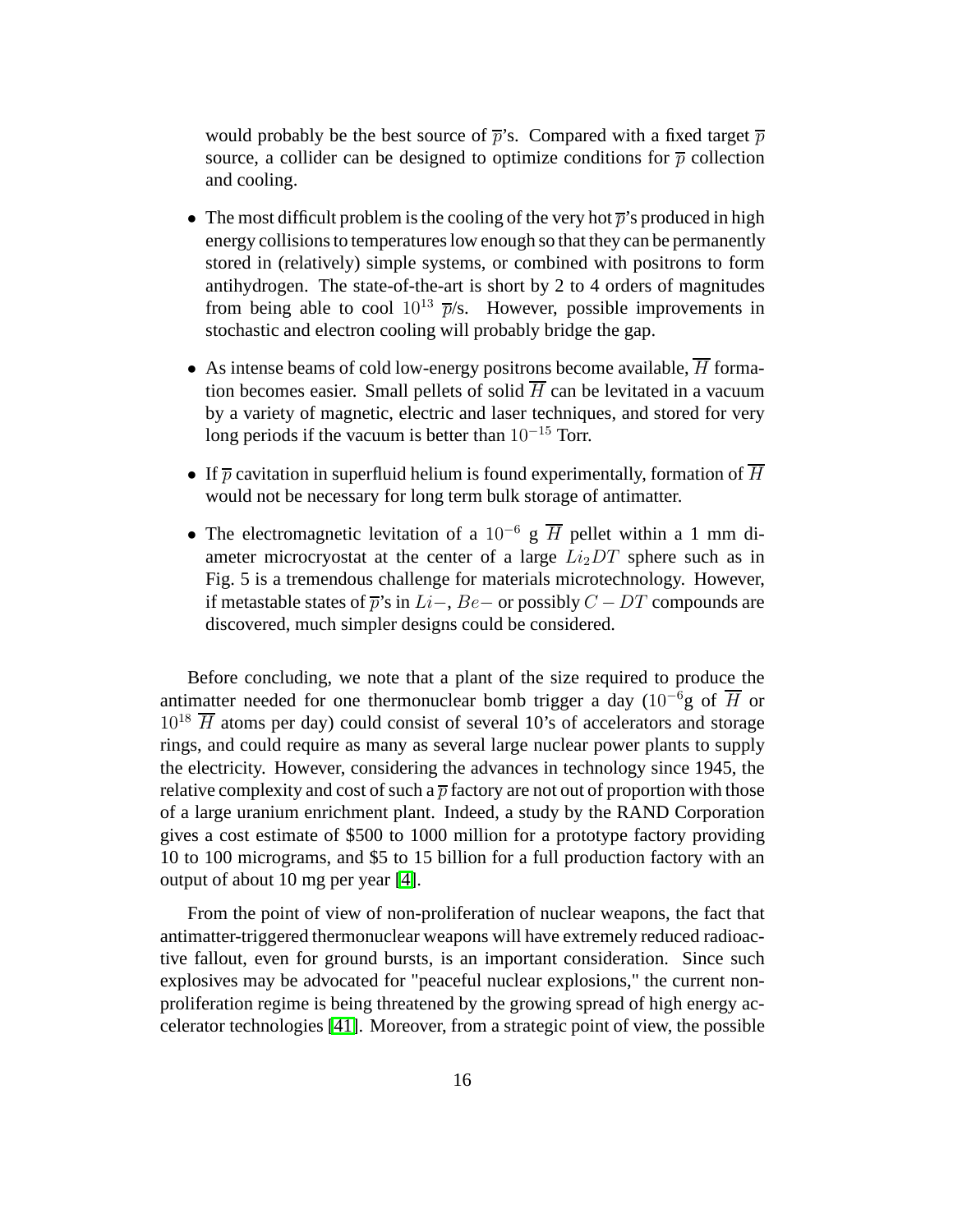would probably be the best source of $\overline{p}$'s. Compared with a fixed target $\overline{p}$ source, a collider can be designed to optimize conditions for $\overline{p}$ collection and cooling.

- The most difficult problem is the cooling of the very hot $\overline{p}$'s produced in high energy collisions to temperatures low enough so that they can be permanently stored in (relatively) simple systems, or combined with positrons to form antihydrogen. The state-of-the-art is short by 2 to 4 orders of magnitudes from being able to cool $10^{13}$ $\overline{p}$/s. However, possible improvements in stochastic and electron cooling will probably bridge the gap.

- As intense beams of cold low-energy positrons become available, $\overline{H}$ formation becomes easier. Small pellets of solid $\overline{H}$ can be levitated in a vacuum by a variety of magnetic, electric and laser techniques, and stored for very long periods if the vacuum is better than $10^{-15}$ Torr.

- If $\overline{p}$ cavitation in superfluid helium is found experimentally, formation of $\overline{H}$ would not be necessary for long term bulk storage of antimatter.

- The electromagnetic levitation of a $10^{-6}$ g $\overline{H}$ pellet within a 1 mm diameter microcryostat at the center of a large $Li_2DT$ sphere such as in Fig. 5 is a tremendous challenge for materials microtechnology. However, if metastable states of $\overline{p}$'s in $Li-$, $Be-$ or possibly $C-DT$ compounds are discovered, much simpler designs could be considered.

Before concluding, we note that a plant of the size required to produce the antimatter needed for one thermonuclear bomb trigger a day ($10^{-6}$g of $\overline{H}$ or $10^{18}$ $\overline{H}$ atoms per day) could consist of several 10's of accelerators and storage rings, and could require as many as several large nuclear power plants to supply the electricity. However, considering the advances in technology since 1945, the relative complexity and cost of such a $\overline{p}$ factory are not out of proportion with those of a large uranium enrichment plant. Indeed, a study by the RAND Corporation gives a cost estimate of \$500 to 1000 million for a prototype factory providing 10 to 100 micrograms, and \$5 to 15 billion for a full production factory with an output of about 10 mg per year [4].

From the point of view of non-proliferation of nuclear weapons, the fact that antimatter-triggered thermonuclear weapons will have extremely reduced radioactive fallout, even for ground bursts, is an important consideration. Since such explosives may be advocated for "peaceful nuclear explosions," the current non-proliferation regime is being threatened by the growing spread of high energy accelerator technologies [41]. Moreover, from a strategic point of view, the possible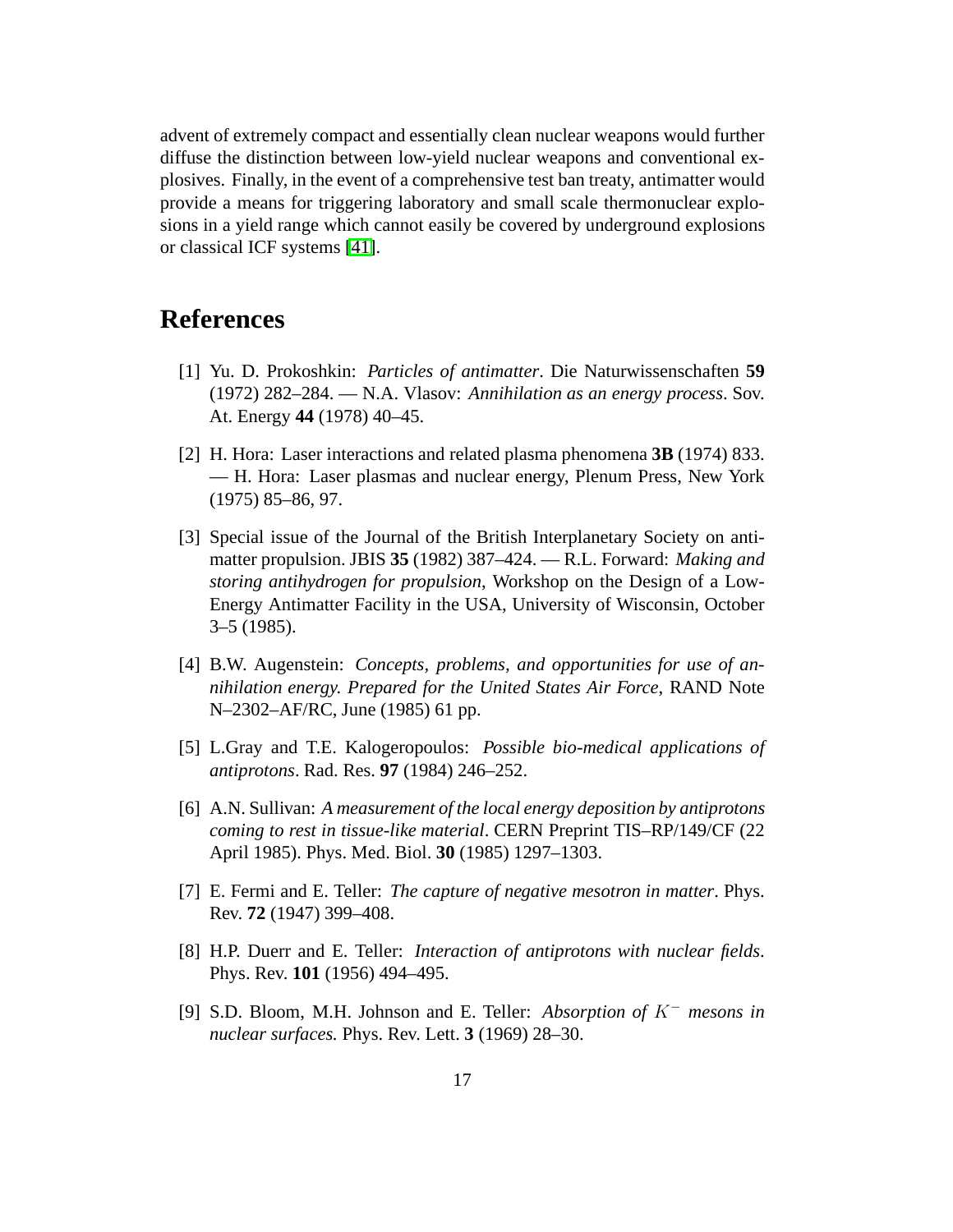advent of extremely compact and essentially clean nuclear weapons would further diffuse the distinction between low-yield nuclear weapons and conventional explosives. Finally, in the event of a comprehensive test ban treaty, antimatter would provide a means for triggering laboratory and small scale thermonuclear explosions in a yield range which cannot easily be covered by underground explosions or classical ICF systems [41].

# References

[1] Yu. D. Prokoshkin: *Particles of antimatter*. Die Naturwissenschaften **59** (1972) 282–284. — N.A. Vlasov: *Annihilation as an energy process*. Sov. At. Energy **44** (1978) 40–45.

[2] H. Hora: Laser interactions and related plasma phenomena **3B** (1974) 833. — H. Hora: Laser plasmas and nuclear energy, Plenum Press, New York (1975) 85–86, 97.

[3] Special issue of the Journal of the British Interplanetary Society on antimatter propulsion. JBIS **35** (1982) 387–424. — R.L. Forward: *Making and storing antihydrogen for propulsion*, Workshop on the Design of a Low-Energy Antimatter Facility in the USA, University of Wisconsin, October 3–5 (1985).

[4] B.W. Augenstein: *Concepts, problems, and opportunities for use of annihilation energy. Prepared for the United States Air Force*, RAND Note N–2302–AF/RC, June (1985) 61 pp.

[5] L.Gray and T.E. Kalogeropoulos: *Possible bio-medical applications of antiprotons*. Rad. Res. **97** (1984) 246–252.

[6] A.N. Sullivan: *A measurement of the local energy deposition by antiprotons coming to rest in tissue-like material*. CERN Preprint TIS–RP/149/CF (22 April 1985). Phys. Med. Biol. **30** (1985) 1297–1303.

[7] E. Fermi and E. Teller: *The capture of negative mesotron in matter*. Phys. Rev. **72** (1947) 399–408.

[8] H.P. Duerr and E. Teller: *Interaction of antiprotons with nuclear fields*. Phys. Rev. **101** (1956) 494–495.

[9] S.D. Bloom, M.H. Johnson and E. Teller: *Absorption of $K^-$ mesons in nuclear surfaces.* Phys. Rev. Lett. **3** (1969) 28–30.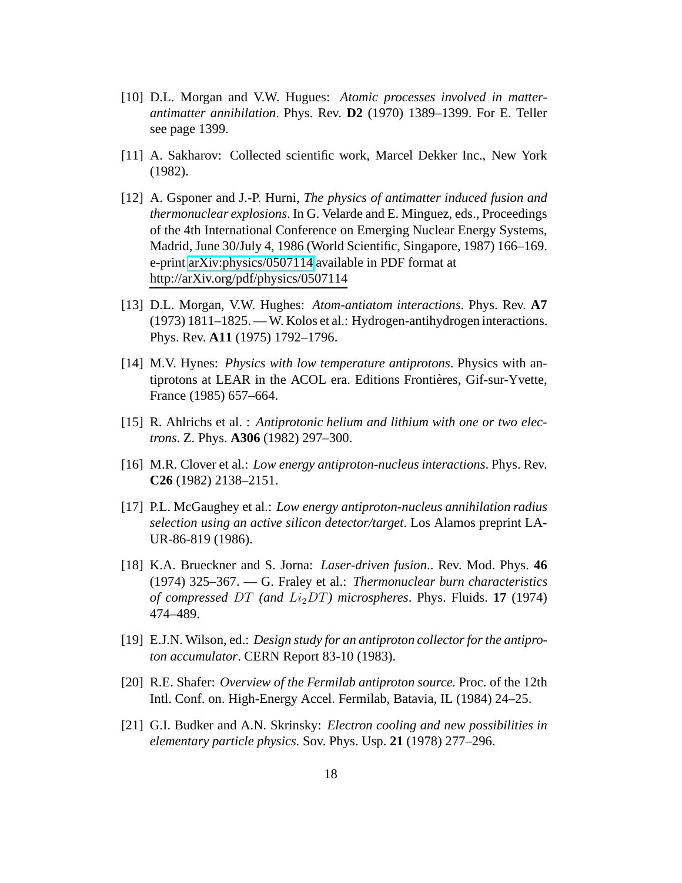[10] D.L. Morgan and V.W. Hugues: *Atomic processes involved in matter-antimatter annihilation*. Phys. Rev. **D2** (1970) 1389–1399. For E. Teller see page 1399.

[11] A. Sakharov: Collected scientific work, Marcel Dekker Inc., New York (1982).

[12] A. Gsponer and J.-P. Hurni, *The physics of antimatter induced fusion and thermonuclear explosions*. In G. Velarde and E. Minguez, eds., Proceedings of the 4th International Conference on Emerging Nuclear Energy Systems, Madrid, June 30/July 4, 1986 (World Scientific, Singapore, 1987) 166–169. e-print arXiv:physics/0507114 available in PDF format at http://arXiv.org/pdf/physics/0507114

[13] D.L. Morgan, V.W. Hughes: *Atom-antiatom interactions*. Phys. Rev. **A7** (1973) 1811–1825. — W. Kolos et al.: Hydrogen-antihydrogen interactions. Phys. Rev. **A11** (1975) 1792–1796.

[14] M.V. Hynes: *Physics with low temperature antiprotons*. Physics with antiprotons at LEAR in the ACOL era. Editions Frontières, Gif-sur-Yvette, France (1985) 657–664.

[15] R. Ahlrichs et al. : *Antiprotonic helium and lithium with one or two electrons*. Z. Phys. **A306** (1982) 297–300.

[16] M.R. Clover et al.: *Low energy antiproton-nucleus interactions*. Phys. Rev. **C26** (1982) 2138–2151.

[17] P.L. McGaughey et al.: *Low energy antiproton-nucleus annihilation radius selection using an active silicon detector/target*. Los Alamos preprint LA-UR-86-819 (1986).

[18] K.A. Brueckner and S. Jorna: *Laser-driven fusion.*. Rev. Mod. Phys. **46** (1974) 325–367. — G. Fraley et al.: *Thermonuclear burn characteristics of compressed $DT$ (and $Li_2DT$) microspheres*. Phys. Fluids. **17** (1974) 474–489.

[19] E.J.N. Wilson, ed.: *Design study for an antiproton collector for the antiproton accumulator*. CERN Report 83-10 (1983).

[20] R.E. Shafer: *Overview of the Fermilab antiproton source.* Proc. of the 12th Intl. Conf. on. High-Energy Accel. Fermilab, Batavia, IL (1984) 24–25.

[21] G.I. Budker and A.N. Skrinsky: *Electron cooling and new possibilities in elementary particle physics.* Sov. Phys. Usp. **21** (1978) 277–296.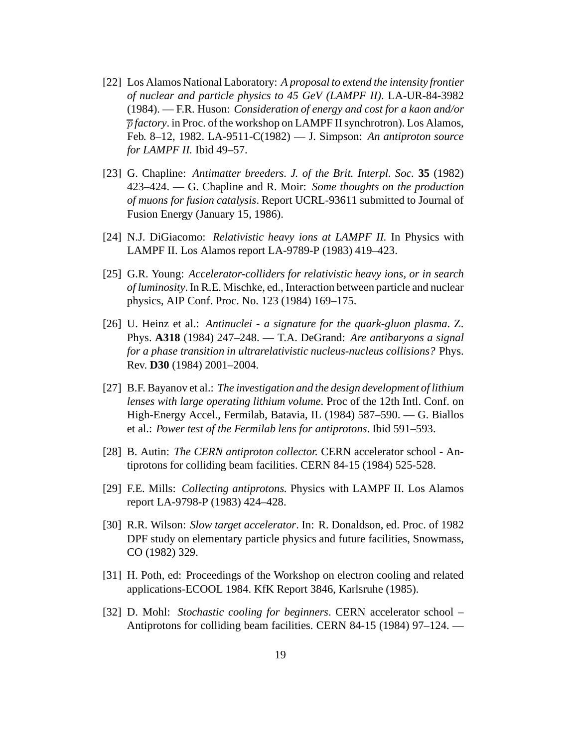[22] Los Alamos National Laboratory: *A proposal to extend the intensity frontier of nuclear and particle physics to 45 GeV (LAMPF II)*. LA-UR-84-3982 (1984). — F.R. Huson: *Consideration of energy and cost for a kaon and/or $\overline{p}$ factory*. in Proc. of the workshop on LAMPF II synchrotron). Los Alamos, Feb. 8–12, 1982. LA-9511-C(1982) — J. Simpson: *An antiproton source for LAMPF II.* Ibid 49–57.

[23] G. Chapline: *Antimatter breeders. J. of the Brit. Interpl. Soc.* **35** (1982) 423–424. — G. Chapline and R. Moir: *Some thoughts on the production of muons for fusion catalysis*. Report UCRL-93611 submitted to Journal of Fusion Energy (January 15, 1986).

[24] N.J. DiGiacomo: *Relativistic heavy ions at LAMPF II.* In Physics with LAMPF II. Los Alamos report LA-9789-P (1983) 419–423.

[25] G.R. Young: *Accelerator-colliders for relativistic heavy ions, or in search of luminosity*. In R.E. Mischke, ed., Interaction between particle and nuclear physics, AIP Conf. Proc. No. 123 (1984) 169–175.

[26] U. Heinz et al.: *Antinuclei - a signature for the quark-gluon plasma*. Z. Phys. **A318** (1984) 247–248. — T.A. DeGrand: *Are antibaryons a signal for a phase transition in ultrarelativistic nucleus-nucleus collisions?* Phys. Rev. **D30** (1984) 2001–2004.

[27] B.F. Bayanov et al.: *The investigation and the design development of lithium lenses with large operating lithium volume*. Proc of the 12th Intl. Conf. on High-Energy Accel., Fermilab, Batavia, IL (1984) 587–590. — G. Biallos et al.: *Power test of the Fermilab lens for antiprotons*. Ibid 591–593.

[28] B. Autin: *The CERN antiproton collector.* CERN accelerator school - Antiprotons for colliding beam facilities. CERN 84-15 (1984) 525-528.

[29] F.E. Mills: *Collecting antiprotons.* Physics with LAMPF II. Los Alamos report LA-9798-P (1983) 424–428.

[30] R.R. Wilson: *Slow target accelerator*. In: R. Donaldson, ed. Proc. of 1982 DPF study on elementary particle physics and future facilities, Snowmass, CO (1982) 329.

[31] H. Poth, ed: Proceedings of the Workshop on electron cooling and related applications-ECOOL 1984. KfK Report 3846, Karlsruhe (1985).

[32] D. Mohl: *Stochastic cooling for beginners*. CERN accelerator school – Antiprotons for colliding beam facilities. CERN 84-15 (1984) 97–124. —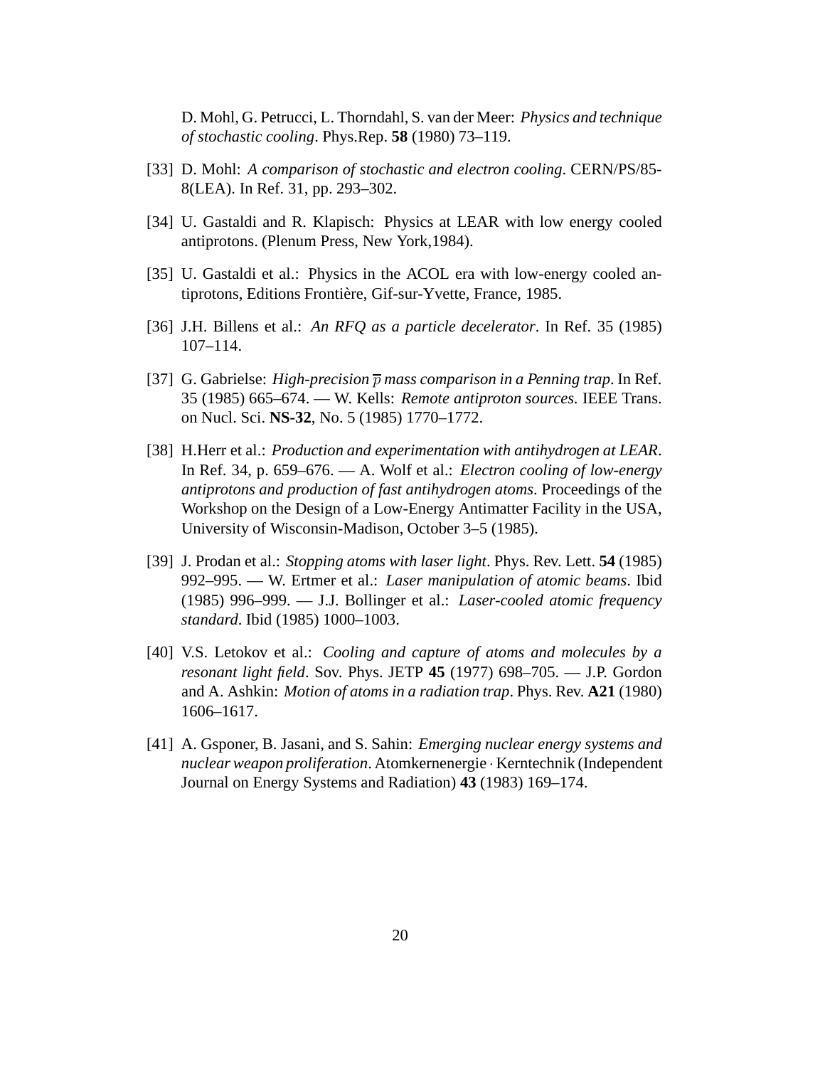D. Mohl, G. Petrucci, L. Thorndahl, S. van der Meer: *Physics and technique of stochastic cooling*. Phys.Rep. **58** (1980) 73–119.

[33] D. Mohl: *A comparison of stochastic and electron cooling*. CERN/PS/85-8(LEA). In Ref. 31, pp. 293–302.

[34] U. Gastaldi and R. Klapisch: Physics at LEAR with low energy cooled antiprotons. (Plenum Press, New York,1984).

[35] U. Gastaldi et al.: Physics in the ACOL era with low-energy cooled antiprotons, Editions Frontière, Gif-sur-Yvette, France, 1985.

[36] J.H. Billens et al.: *An RFQ as a particle decelerator*. In Ref. 35 (1985) 107–114.

[37] G. Gabrielse: *High-precision $\overline{p}$ mass comparison in a Penning trap*. In Ref. 35 (1985) 665–674. — W. Kells: *Remote antiproton sources*. IEEE Trans. on Nucl. Sci. **NS-32**, No. 5 (1985) 1770–1772.

[38] H.Herr et al.: *Production and experimentation with antihydrogen at LEAR*. In Ref. 34, p. 659–676. — A. Wolf et al.: *Electron cooling of low-energy antiprotons and production of fast antihydrogen atoms*. Proceedings of the Workshop on the Design of a Low-Energy Antimatter Facility in the USA, University of Wisconsin-Madison, October 3–5 (1985).

[39] J. Prodan et al.: *Stopping atoms with laser light*. Phys. Rev. Lett. **54** (1985) 992–995. — W. Ertmer et al.: *Laser manipulation of atomic beams*. Ibid (1985) 996–999. — J.J. Bollinger et al.: *Laser-cooled atomic frequency standard*. Ibid (1985) 1000–1003.

[40] V.S. Letokov et al.: *Cooling and capture of atoms and molecules by a resonant light field*. Sov. Phys. JETP **45** (1977) 698–705. — J.P. Gordon and A. Ashkin: *Motion of atoms in a radiation trap*. Phys. Rev. **A21** (1980) 1606–1617.

[41] A. Gsponer, B. Jasani, and S. Sahin: *Emerging nuclear energy systems and nuclear weapon proliferation*. Atomkernenergie · Kerntechnik (Independent Journal on Energy Systems and Radiation) **43** (1983) 169–174.